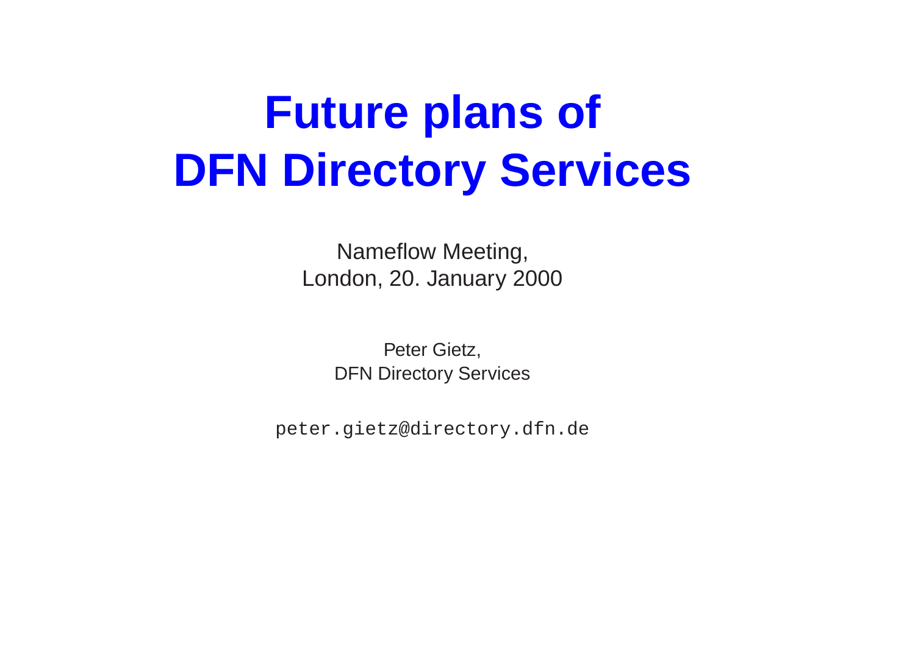# Future plans of DFN Directory Services

Nameflow Meeting,
London, 20. January 2000

Peter Gietz,
DFN Directory Services

`peter.gietz@directory.dfn.de`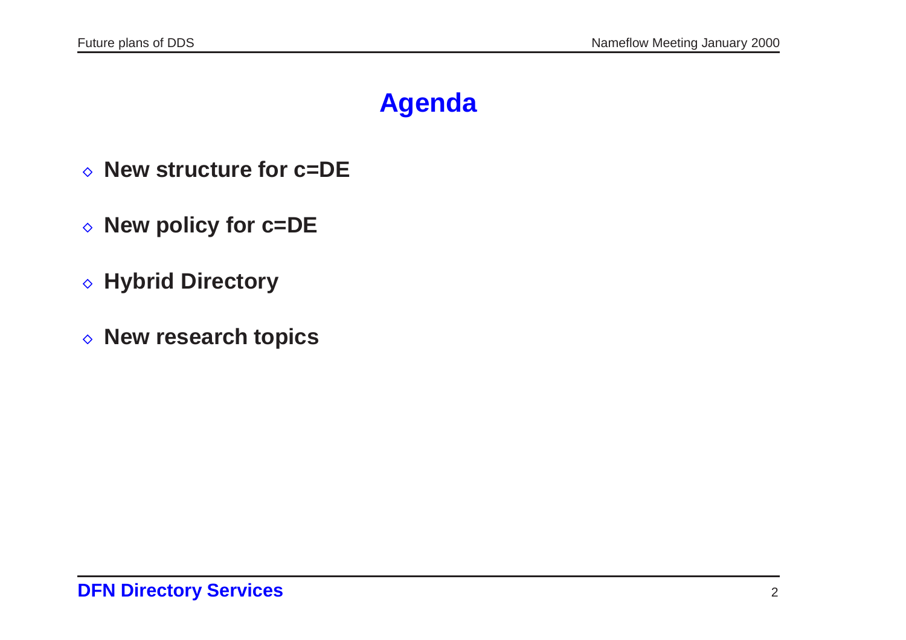# Agenda

- **New structure for c=DE**
- **New policy for c=DE**
- **Hybrid Directory**
- **New research topics**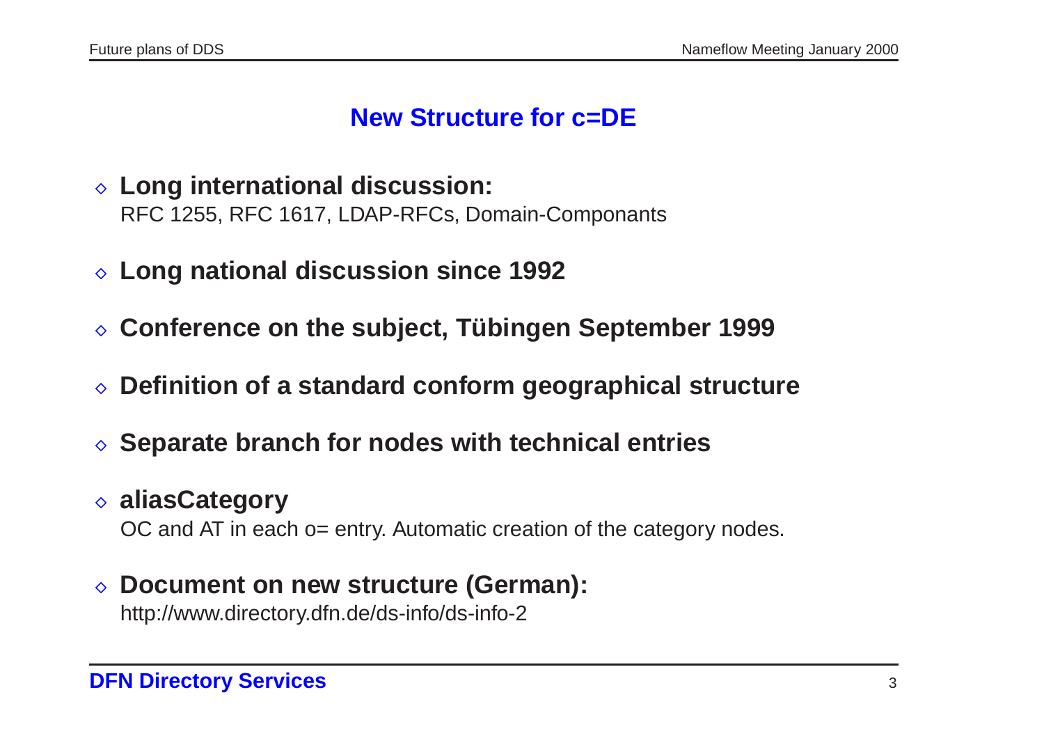# New Structure for c=DE

- **Long international discussion:**
  RFC 1255, RFC 1617, LDAP-RFCs, Domain-Componants
- **Long national discussion since 1992**
- **Conference on the subject, Tübingen September 1999**
- **Definition of a standard conform geographical structure**
- **Separate branch for nodes with technical entries**
- **aliasCategory**
  OC and AT in each o= entry. Automatic creation of the category nodes.
- **Document on new structure (German):**
  http://www.directory.dfn.de/ds-info/ds-info-2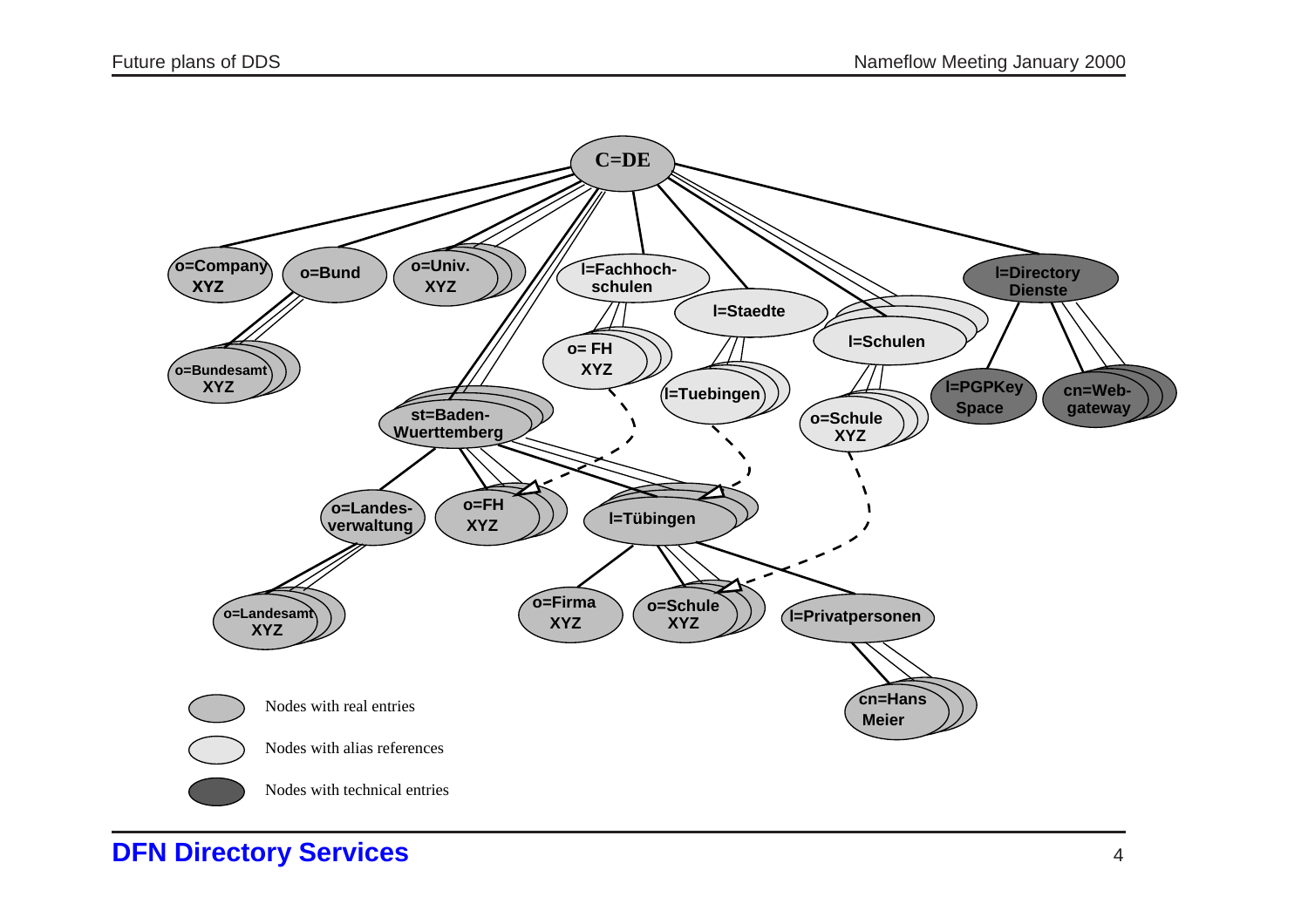C=DE

- o=Company XYZ
- o=Bund
  - o=Bundesamt XYZ
- o=Univ. XYZ
- l=Fachhochschulen
  - o= FH XYZ
- l=Staedte
  - l=Tuebingen
- l=Schulen
  - o=Schule XYZ
- l=Directory Dienste
  - l=PGPKey Space
  - cn=Web-gateway
- st=Baden-Wuerttemberg
  - o=Landesverwaltung
    - o=Landesamt XYZ
  - o=FH XYZ
  - l=Tübingen
    - o=Firma XYZ
    - o=Schule XYZ
    - l=Privatpersonen
      - cn=Hans Meier

Legend:

- Nodes with real entries
- Nodes with alias references
- Nodes with technical entries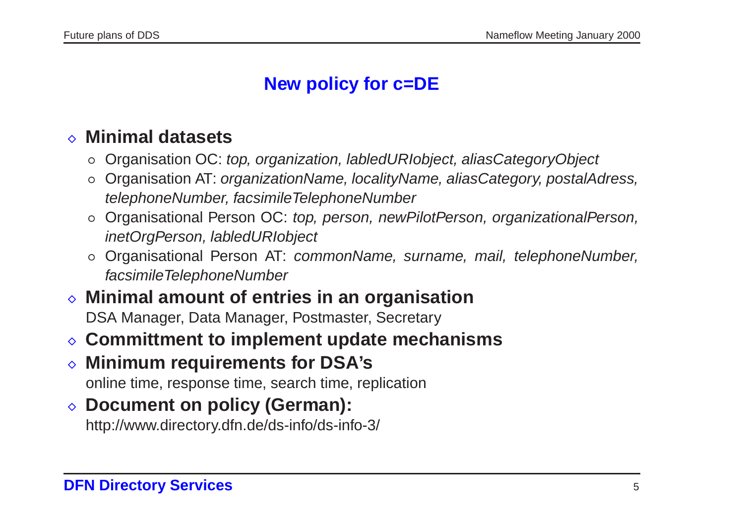# New policy for c=DE

- **Minimal datasets**
  - Organisation OC: *top, organization, labledURIobject, aliasCategoryObject*
  - Organisation AT: *organizationName, localityName, aliasCategory, postalAdress, telephoneNumber, facsimileTelephoneNumber*
  - Organisational Person OC: *top, person, newPilotPerson, organizationalPerson, inetOrgPerson, labledURIobject*
  - Organisational Person AT: *commonName, surname, mail, telephoneNumber, facsimileTelephoneNumber*
- **Minimal amount of entries in an organisation**
  DSA Manager, Data Manager, Postmaster, Secretary
- **Committment to implement update mechanisms**
- **Minimum requirements for DSA's**
  online time, response time, search time, replication
- **Document on policy (German):**
  http://www.directory.dfn.de/ds-info/ds-info-3/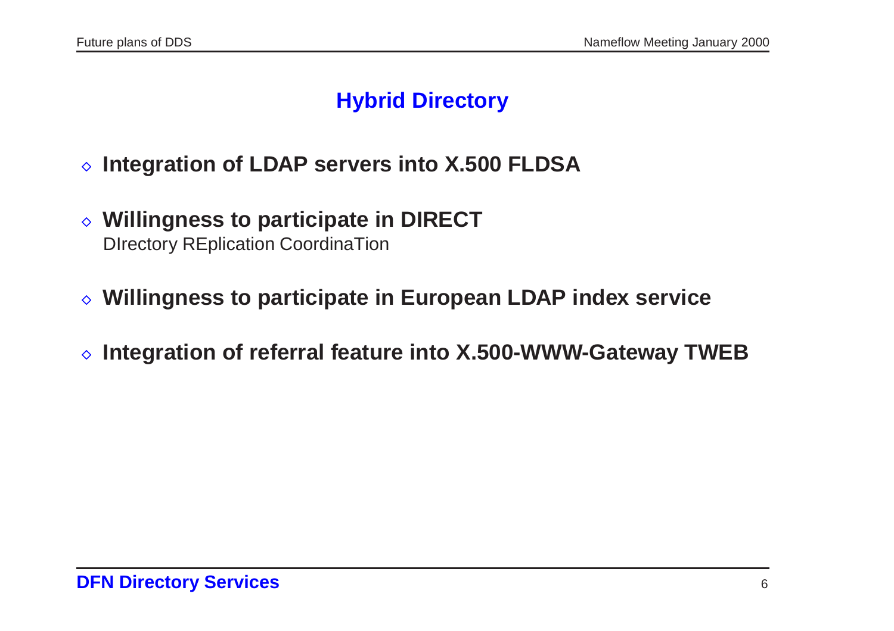# Hybrid Directory

- **Integration of LDAP servers into X.500 FLDSA**
- **Willingness to participate in DIRECT**
  DIrectory REplication CoordinaTion
- **Willingness to participate in European LDAP index service**
- **Integration of referral feature into X.500-WWW-Gateway TWEB**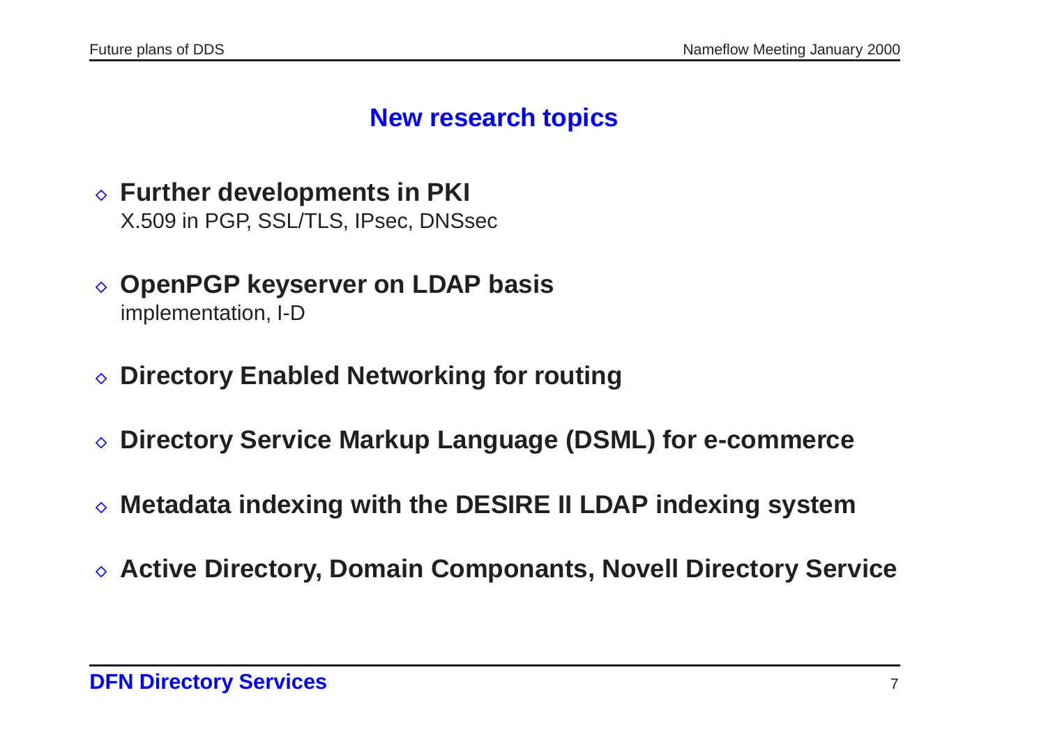## New research topics

- **Further developments in PKI**
  X.509 in PGP, SSL/TLS, IPsec, DNSsec
- **OpenPGP keyserver on LDAP basis**
  implementation, I-D
- **Directory Enabled Networking for routing**
- **Directory Service Markup Language (DSML) for e-commerce**
- **Metadata indexing with the DESIRE II LDAP indexing system**
- **Active Directory, Domain Componants, Novell Directory Service**